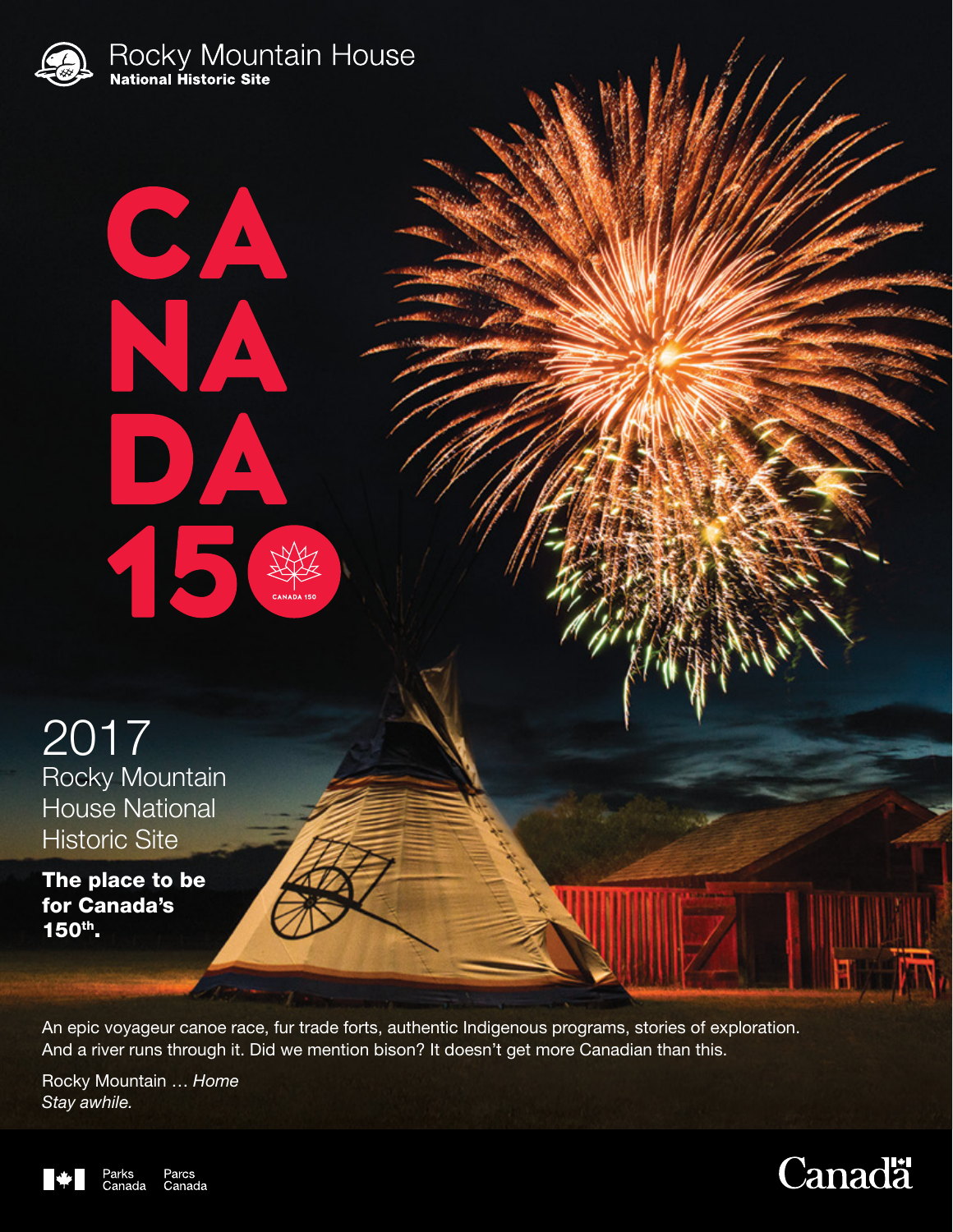Rocky Mountain House
**National Historic Site**

# CANADA 150

CANADA 150

## 2017

Rocky Mountain House National Historic Site

**The place to be for Canada's 150th.**

An epic voyageur canoe race, fur trade forts, authentic Indigenous programs, stories of exploration. And a river runs through it. Did we mention bison? It doesn't get more Canadian than this.

Rocky Mountain … *Home*
*Stay awhile.*

Parks Canada Parcs Canada

Canada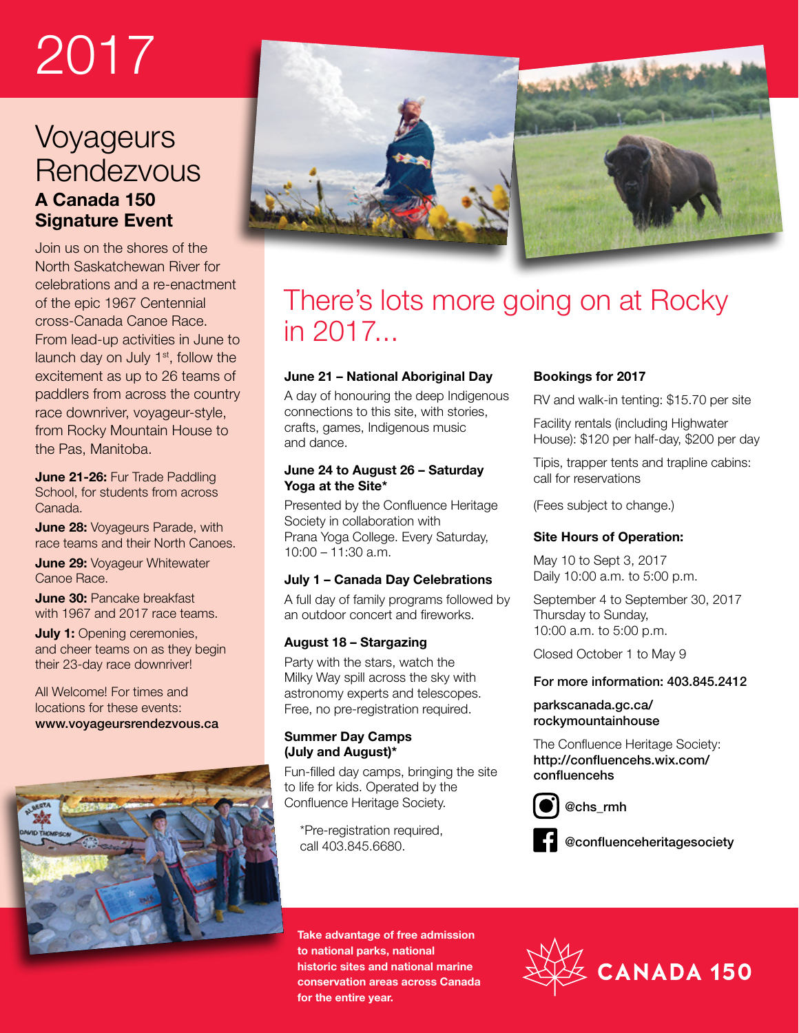# 2017

## Voyageurs Rendezvous

### A Canada 150 Signature Event

Join us on the shores of the North Saskatchewan River for celebrations and a re-enactment of the epic 1967 Centennial cross-Canada Canoe Race. From lead-up activities in June to launch day on July 1st, follow the excitement as up to 26 teams of paddlers from across the country race downriver, voyageur-style, from Rocky Mountain House to the Pas, Manitoba.

**June 21-26:** Fur Trade Paddling School, for students from across Canada.

**June 28:** Voyageurs Parade, with race teams and their North Canoes.

**June 29:** Voyageur Whitewater Canoe Race.

**June 30:** Pancake breakfast with 1967 and 2017 race teams.

**July 1:** Opening ceremonies, and cheer teams on as they begin their 23-day race downriver!

All Welcome! For times and locations for these events: **www.voyageursrendezvous.ca**

## There's lots more going on at Rocky in 2017...

**June 21 – National Aboriginal Day**

A day of honouring the deep Indigenous connections to this site, with stories, crafts, games, Indigenous music and dance.

**June 24 to August 26 – Saturday Yoga at the Site***

Presented by the Confluence Heritage Society in collaboration with Prana Yoga College. Every Saturday, 10:00 – 11:30 a.m.

**July 1 – Canada Day Celebrations**

A full day of family programs followed by an outdoor concert and fireworks.

**August 18 – Stargazing**

Party with the stars, watch the Milky Way spill across the sky with astronomy experts and telescopes. Free, no pre-registration required.

**Summer Day Camps (July and August)***

Fun-filled day camps, bringing the site to life for kids. Operated by the Confluence Heritage Society.

*Pre-registration required, call 403.845.6680.

**Bookings for 2017**

RV and walk-in tenting: $15.70 per site

Facility rentals (including Highwater House): $120 per half-day, $200 per day

Tipis, trapper tents and trapline cabins: call for reservations

(Fees subject to change.)

**Site Hours of Operation:**

May 10 to Sept 3, 2017
Daily 10:00 a.m. to 5:00 p.m.

September 4 to September 30, 2017
Thursday to Sunday,
10:00 a.m. to 5:00 p.m.

Closed October 1 to May 9

**For more information: 403.845.2412**

**parkscanada.gc.ca/rockymountainhouse**

The Confluence Heritage Society: **http://confluencehs.wix.com/confluencehs**

**@chs_rmh**

**@confluenceheritagesociety**

**Take advantage of free admission to national parks, national historic sites and national marine conservation areas across Canada for the entire year.**

CANADA 150